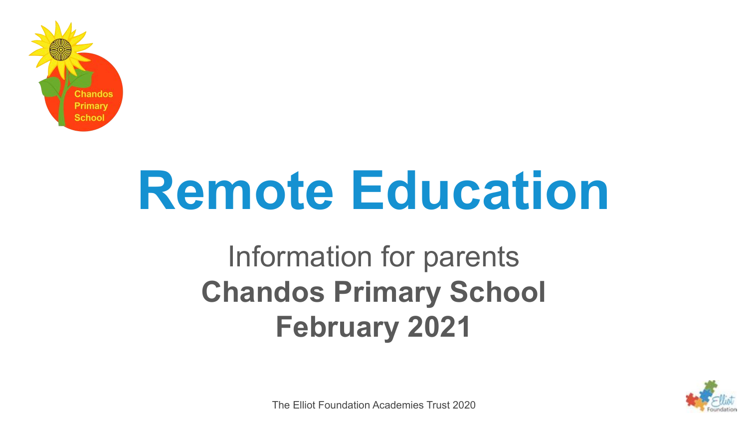# Remote Education

Information for parents

**Chandos Primary School**

**February 2021**

The Elliot Foundation Academies Trust 2020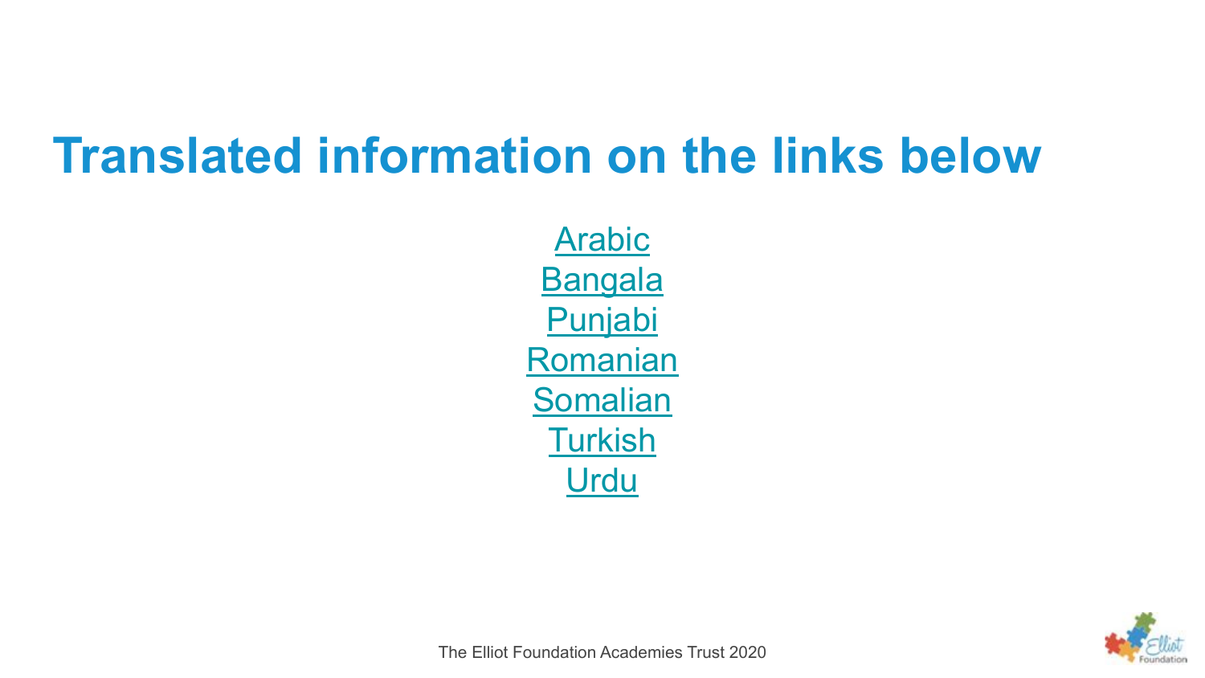# Translated information on the links below

Arabic
Bangala
Punjabi
Romanian
Somalian
Turkish
Urdu

The Elliot Foundation Academies Trust 2020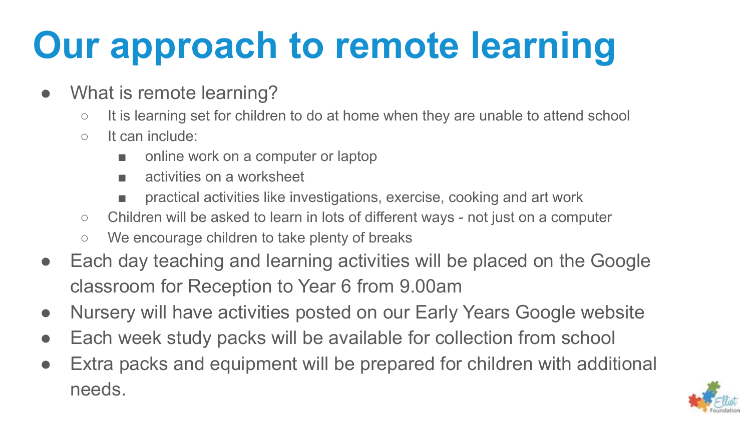# Our approach to remote learning

- What is remote learning?
  - It is learning set for children to do at home when they are unable to attend school
  - It can include:
    - online work on a computer or laptop
    - activities on a worksheet
    - practical activities like investigations, exercise, cooking and art work
  - Children will be asked to learn in lots of different ways - not just on a computer
  - We encourage children to take plenty of breaks
- Each day teaching and learning activities will be placed on the Google classroom for Reception to Year 6 from 9.00am
- Nursery will have activities posted on our Early Years Google website
- Each week study packs will be available for collection from school
- Extra packs and equipment will be prepared for children with additional needs.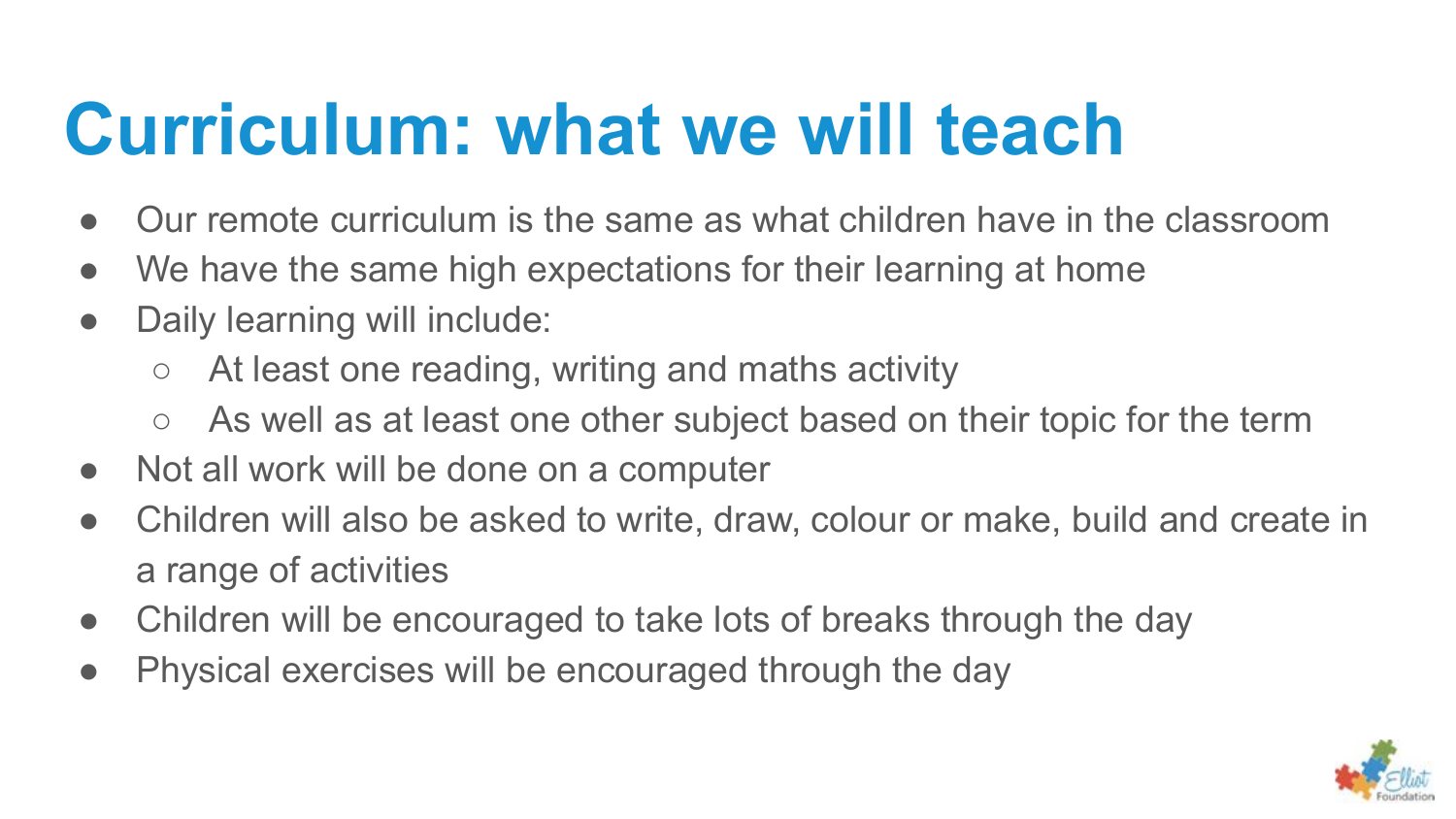# Curriculum: what we will teach

- Our remote curriculum is the same as what children have in the classroom
- We have the same high expectations for their learning at home
- Daily learning will include:
  - At least one reading, writing and maths activity
  - As well as at least one other subject based on their topic for the term
- Not all work will be done on a computer
- Children will also be asked to write, draw, colour or make, build and create in a range of activities
- Children will be encouraged to take lots of breaks through the day
- Physical exercises will be encouraged through the day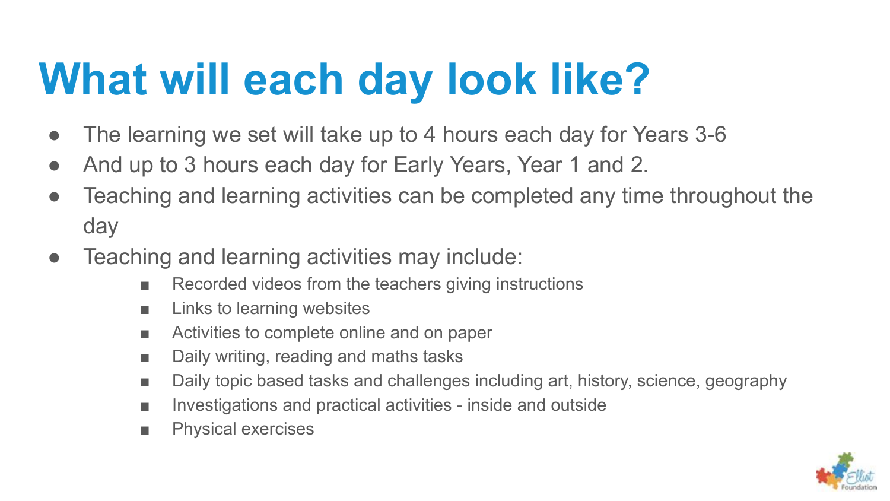# What will each day look like?

- The learning we set will take up to 4 hours each day for Years 3-6
- And up to 3 hours each day for Early Years, Year 1 and 2.
- Teaching and learning activities can be completed any time throughout the day
- Teaching and learning activities may include:
    - Recorded videos from the teachers giving instructions
    - Links to learning websites
    - Activities to complete online and on paper
    - Daily writing, reading and maths tasks
    - Daily topic based tasks and challenges including art, history, science, geography
    - Investigations and practical activities - inside and outside
    - Physical exercises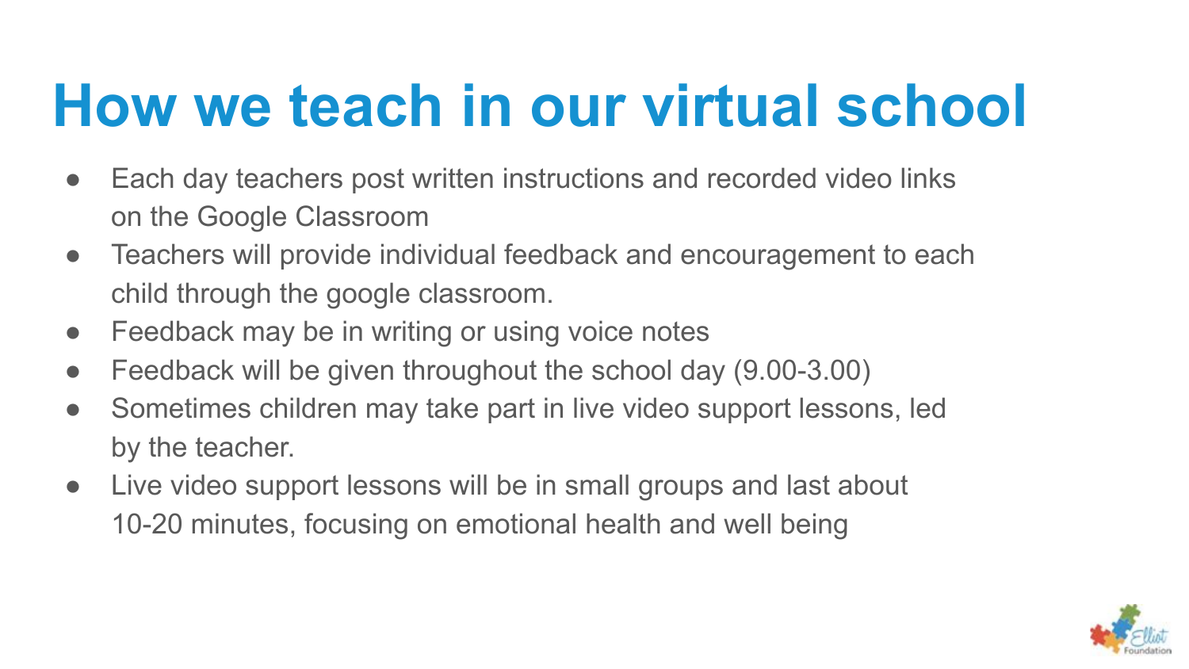# How we teach in our virtual school

- Each day teachers post written instructions and recorded video links on the Google Classroom
- Teachers will provide individual feedback and encouragement to each child through the google classroom.
- Feedback may be in writing or using voice notes
- Feedback will be given throughout the school day (9.00-3.00)
- Sometimes children may take part in live video support lessons, led by the teacher.
- Live video support lessons will be in small groups and last about 10-20 minutes, focusing on emotional health and well being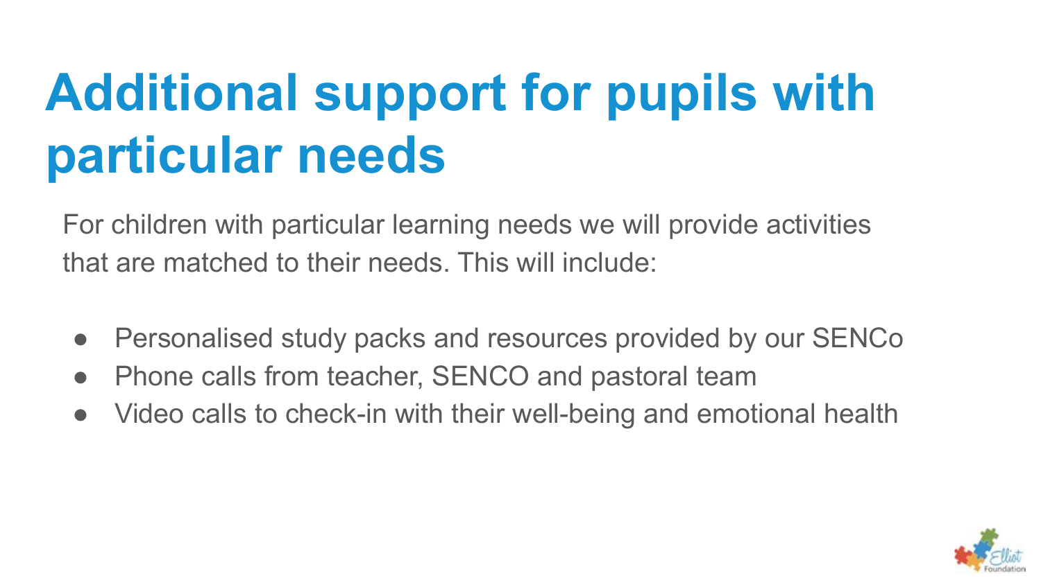# Additional support for pupils with particular needs

For children with particular learning needs we will provide activities that are matched to their needs. This will include:

- Personalised study packs and resources provided by our SENCo
- Phone calls from teacher, SENCO and pastoral team
- Video calls to check-in with their well-being and emotional health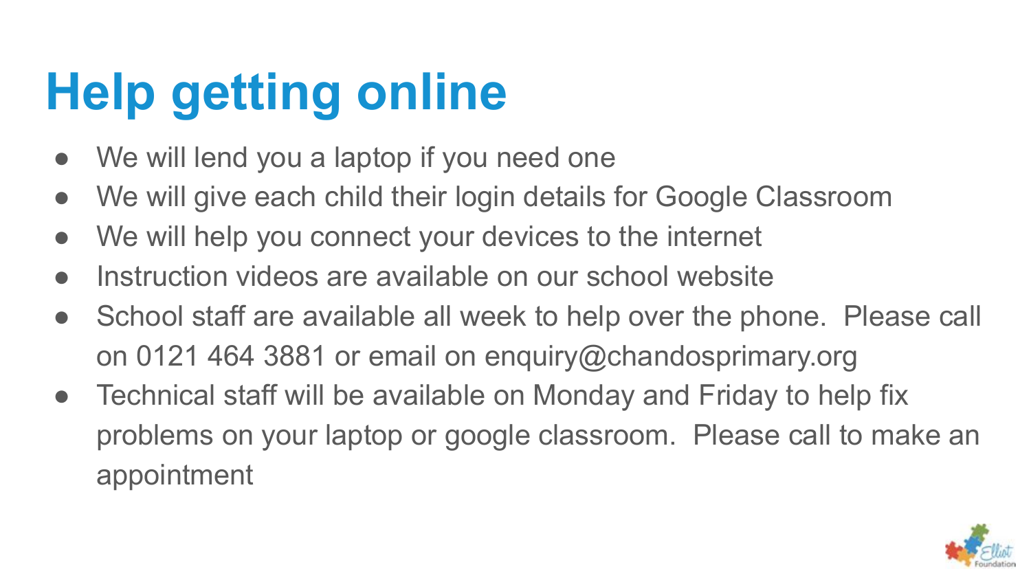# Help getting online

- We will lend you a laptop if you need one
- We will give each child their login details for Google Classroom
- We will help you connect your devices to the internet
- Instruction videos are available on our school website
- School staff are available all week to help over the phone. Please call on 0121 464 3881 or email on enquiry@chandosprimary.org
- Technical staff will be available on Monday and Friday to help fix problems on your laptop or google classroom. Please call to make an appointment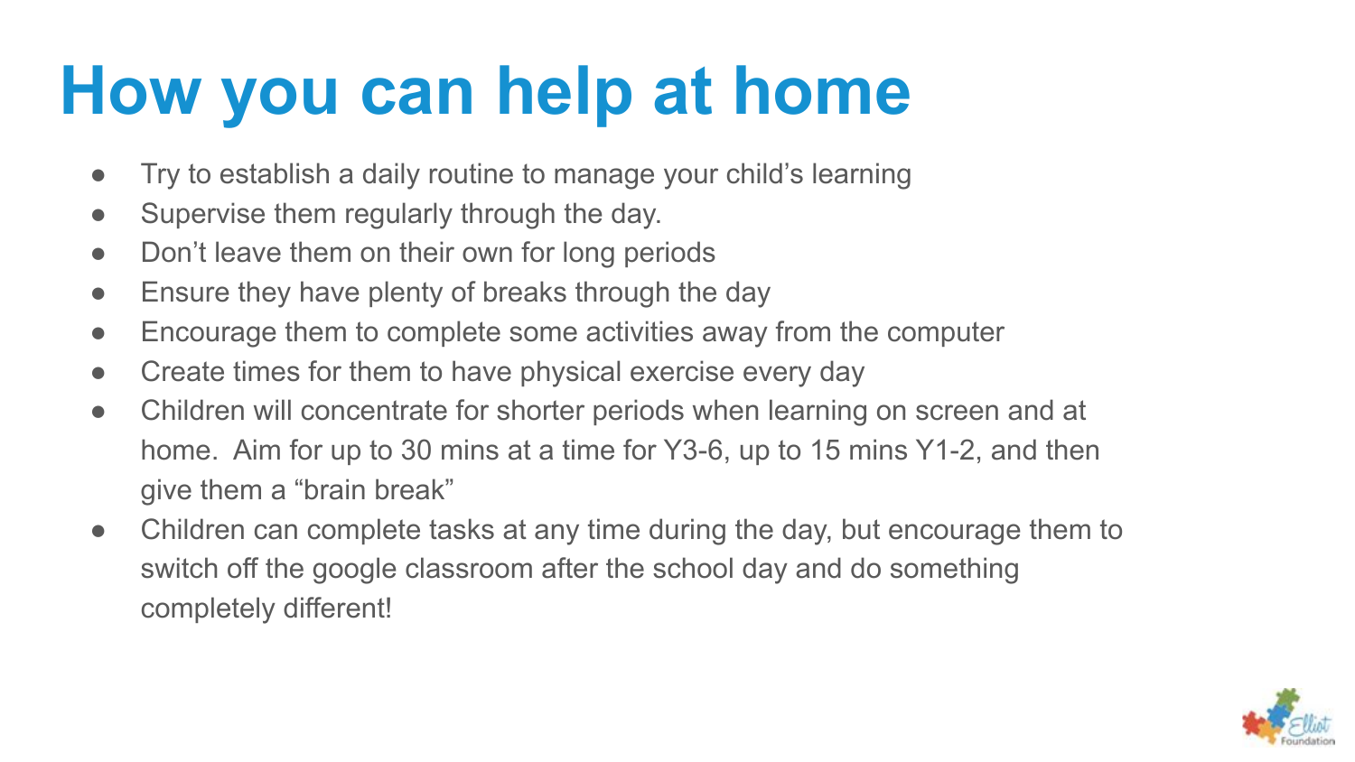# How you can help at home

- Try to establish a daily routine to manage your child's learning
- Supervise them regularly through the day.
- Don't leave them on their own for long periods
- Ensure they have plenty of breaks through the day
- Encourage them to complete some activities away from the computer
- Create times for them to have physical exercise every day
- Children will concentrate for shorter periods when learning on screen and at home. Aim for up to 30 mins at a time for Y3-6, up to 15 mins Y1-2, and then give them a "brain break"
- Children can complete tasks at any time during the day, but encourage them to switch off the google classroom after the school day and do something completely different!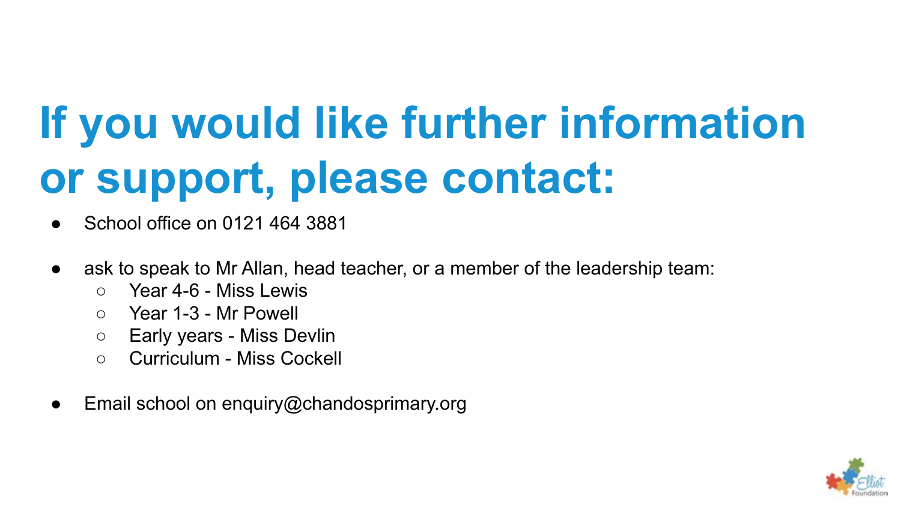# If you would like further information or support, please contact:

- School office on 0121 464 3881

- ask to speak to Mr Allan, head teacher, or a member of the leadership team:
  - Year 4-6 - Miss Lewis
  - Year 1-3 - Mr Powell
  - Early years - Miss Devlin
  - Curriculum - Miss Cockell

- Email school on enquiry@chandosprimary.org